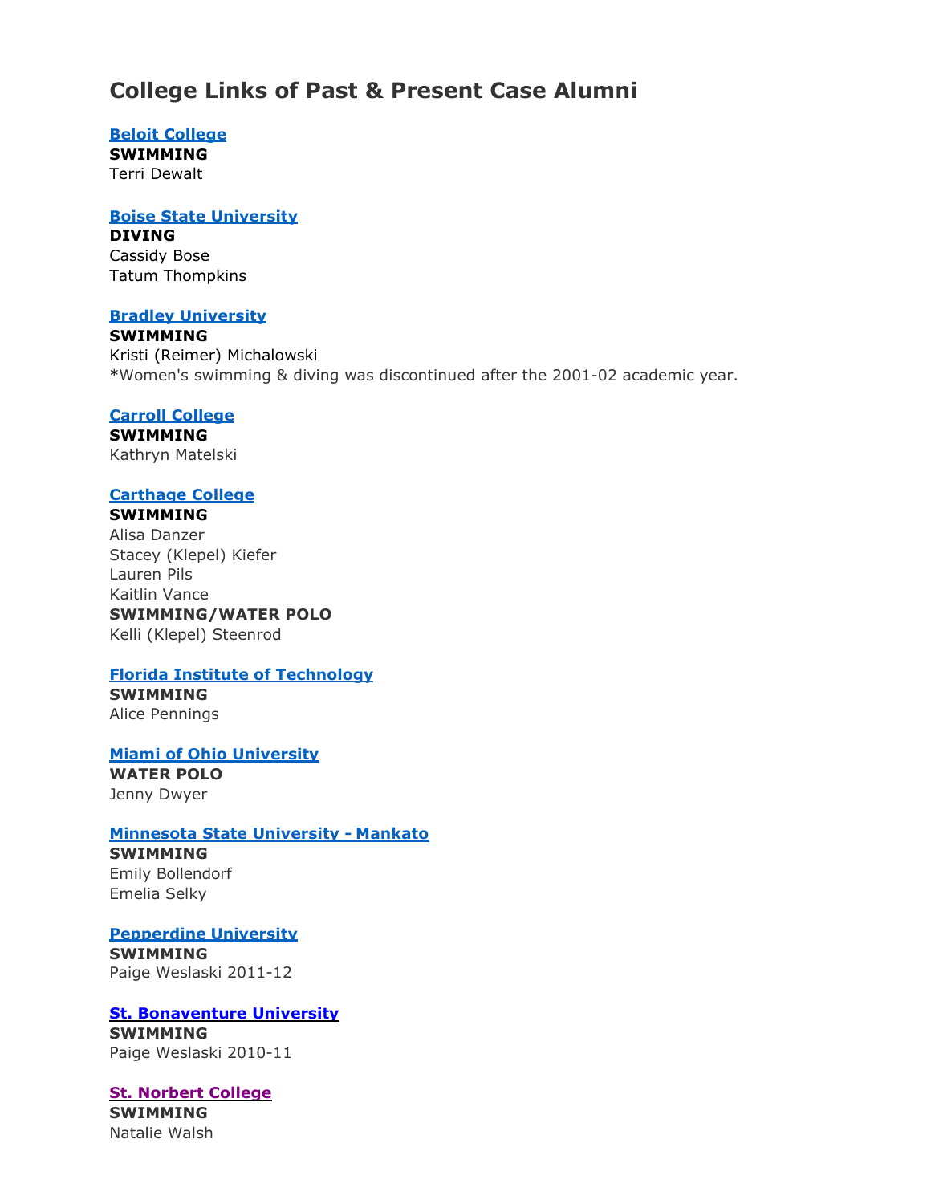# College Links of Past & Present Case Alumni

**Beloit College**
**SWIMMING**
Terri Dewalt

**Boise State University**
**DIVING**
Cassidy Bose
Tatum Thompkins

**Bradley University**
**SWIMMING**
Kristi (Reimer) Michalowski
*Women's swimming & diving was discontinued after the 2001-02 academic year.

**Carroll College**
**SWIMMING**
Kathryn Matelski

**Carthage College**
**SWIMMING**
Alisa Danzer
Stacey (Klepel) Kiefer
Lauren Pils
Kaitlin Vance
**SWIMMING/WATER POLO**
Kelli (Klepel) Steenrod

**Florida Institute of Technology**
**SWIMMING**
Alice Pennings

**Miami of Ohio University**
**WATER POLO**
Jenny Dwyer

**Minnesota State University - Mankato**
**SWIMMING**
Emily Bollendorf
Emelia Selky

**Pepperdine University**
**SWIMMING**
Paige Weslaski 2011-12

**St. Bonaventure University**
**SWIMMING**
Paige Weslaski 2010-11

**St. Norbert College**
**SWIMMING**
Natalie Walsh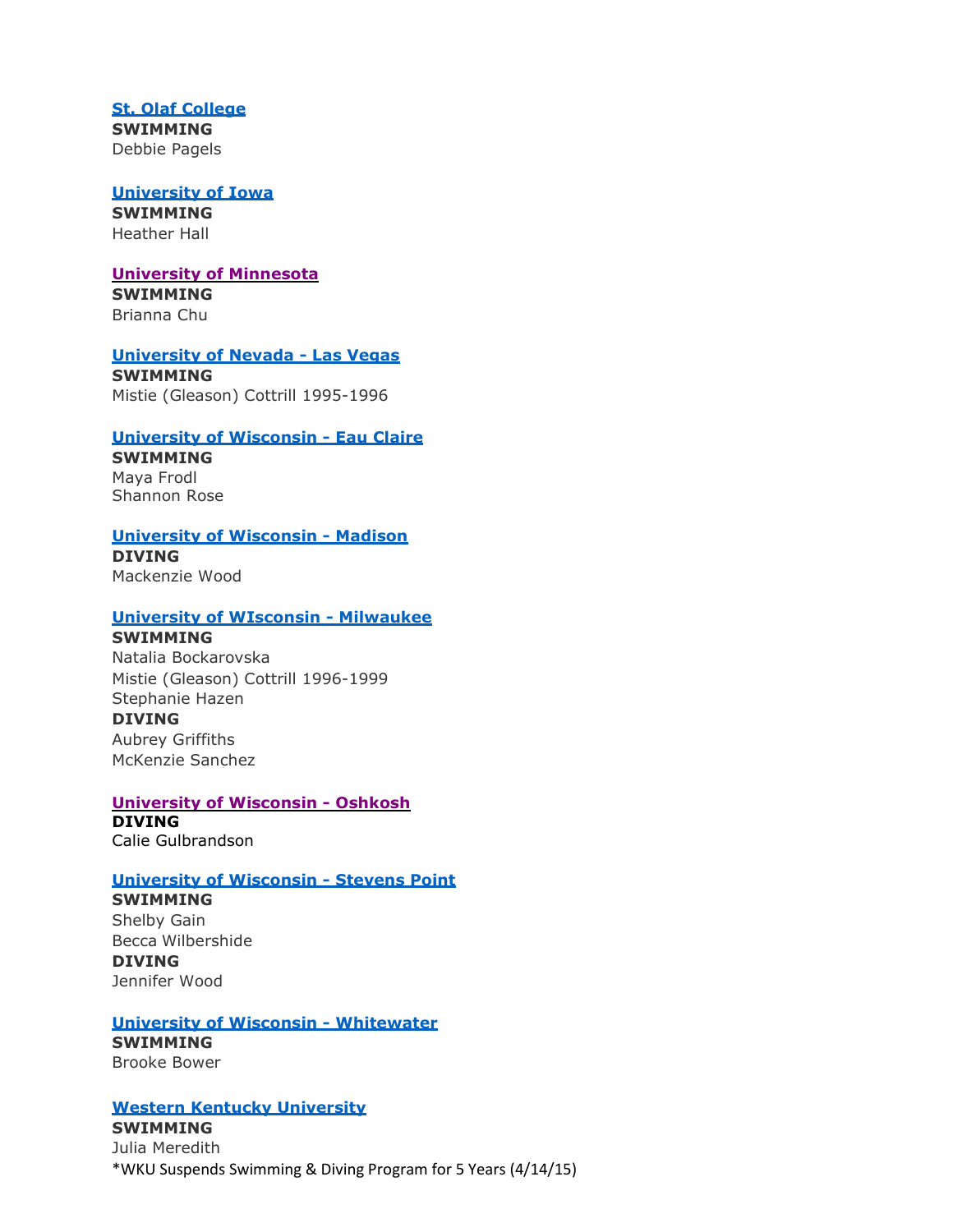**[St. Olaf College]**
**SWIMMING**
Debbie Pagels

**[University of Iowa]**
**SWIMMING**
Heather Hall

**[University of Minnesota]**
**SWIMMING**
Brianna Chu

**[University of Nevada - Las Vegas]**
**SWIMMING**
Mistie (Gleason) Cottrill 1995-1996

**[University of Wisconsin - Eau Claire]**
**SWIMMING**
Maya Frodl
Shannon Rose

**[University of Wisconsin - Madison]**
**DIVING**
Mackenzie Wood

**[University of WIsconsin - Milwaukee]**
**SWIMMING**
Natalia Bockarovska
Mistie (Gleason) Cottrill 1996-1999
Stephanie Hazen
**DIVING**
Aubrey Griffiths
McKenzie Sanchez

**[University of Wisconsin - Oshkosh]**
**DIVING**
Calie Gulbrandson

**[University of Wisconsin - Stevens Point]**
**SWIMMING**
Shelby Gain
Becca Wilbershide
**DIVING**
Jennifer Wood

**[University of Wisconsin - Whitewater]**
**SWIMMING**
Brooke Bower

**[Western Kentucky University]**
**SWIMMING**
Julia Meredith
*WKU Suspends Swimming & Diving Program for 5 Years (4/14/15)